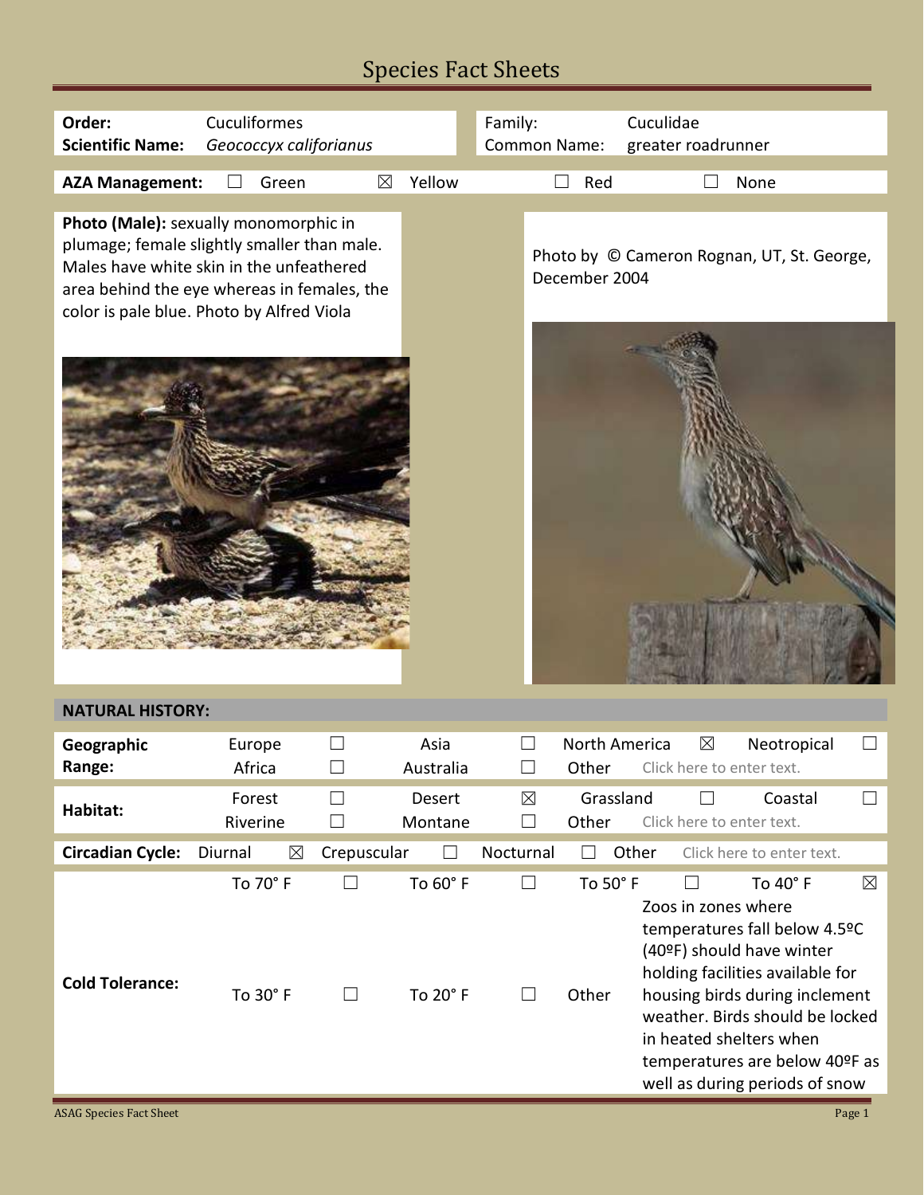# Species Fact Sheets

| | | | |
|---|---|---|---|
| **Order:** | Cuculiformes | Family: | Cuculidae |
| **Scientific Name:** | *Geococcyx californianus* | Common Name: | greater roadrunner |

| **AZA Management:** | ☐ | Green | ☒ | Yellow | ☐ | Red | ☐ | None |
|---|---|---|---|---|---|---|---|---|

**Photo (Male):** sexually monomorphic in plumage; female slightly smaller than male. Males have white skin in the unfeathered area behind the eye whereas in females, the color is pale blue. Photo by Alfred Viola

Photo by © Cameron Rognan, UT, St. George, December 2004

## NATURAL HISTORY:

| | | | | | | | | |
|---|---|---|---|---|---|---|---|---|
| **Geographic Range:** | Europe | ☐ | Asia | ☐ | North America | ☒ | Neotropical | ☐ |
| | Africa | ☐ | Australia | ☐ | Other | Click here to enter text. | | |
| **Habitat:** | Forest | ☐ | Desert | ☒ | Grassland | ☐ | Coastal | ☐ |
| | Riverine | ☐ | Montane | ☐ | Other | Click here to enter text. | | |
| **Circadian Cycle:** | Diurnal ☒ | | Crepuscular | ☐ | Nocturnal | ☐ | Other | Click here to enter text. |
| **Cold Tolerance:** | To 70° F | ☐ | To 60° F | ☐ | To 50° F | ☐ | To 40° F | ☒ |
| | To 30° F | ☐ | To 20° F | ☐ | Other | Zoos in zones where temperatures fall below 4.5ºC (40ºF) should have winter holding facilities available for housing birds during inclement weather. Birds should be locked in heated shelters when temperatures are below 40ºF as well as during periods of snow | | |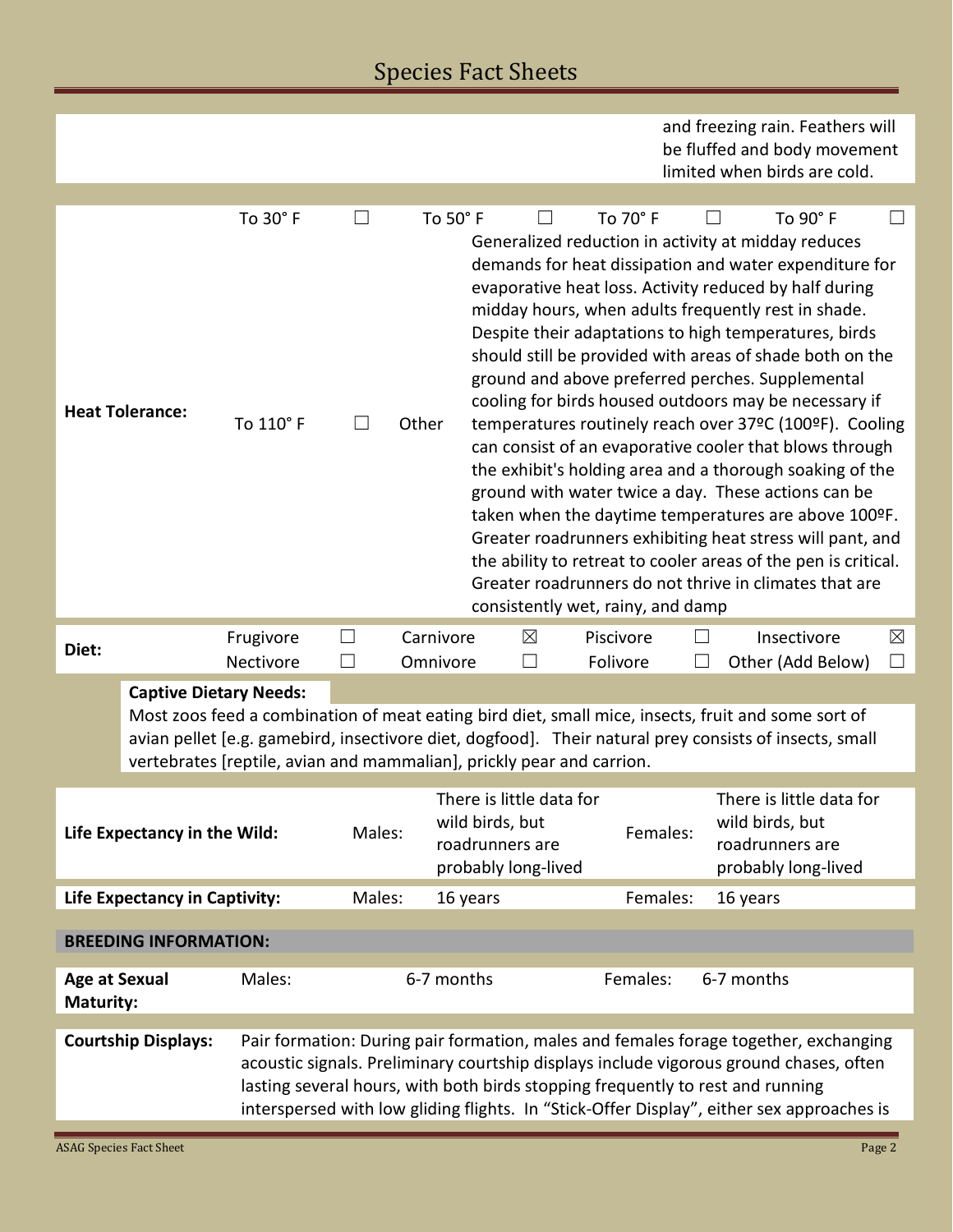and freezing rain. Feathers will be fluffed and body movement limited when birds are cold.

| | | | | | | | | |
|---|---|---|---|---|---|---|---|---|
| **Heat Tolerance:** | To 30° F | ☐ | To 50° F | ☐ | To 70° F | ☐ | To 90° F | ☐ |
| | To 110° F | ☐ | Other | Generalized reduction in activity at midday reduces demands for heat dissipation and water expenditure for evaporative heat loss. Activity reduced by half during midday hours, when adults frequently rest in shade. Despite their adaptations to high temperatures, birds should still be provided with areas of shade both on the ground and above preferred perches. Supplemental cooling for birds housed outdoors may be necessary if temperatures routinely reach over 37ºC (100ºF). Cooling can consist of an evaporative cooler that blows through the exhibit's holding area and a thorough soaking of the ground with water twice a day. These actions can be taken when the daytime temperatures are above 100ºF. Greater roadrunners exhibiting heat stress will pant, and the ability to retreat to cooler areas of the pen is critical. Greater roadrunners do not thrive in climates that are consistently wet, rainy, and damp | | | | |

| | | | | | | | | |
|---|---|---|---|---|---|---|---|---|
| **Diet:** | Frugivore | ☐ | Carnivore | ☒ | Piscivore | ☐ | Insectivore | ☒ |
| | Nectivore | ☐ | Omnivore | ☐ | Folivore | ☐ | Other (Add Below) | ☐ |

**Captive Dietary Needs:**

Most zoos feed a combination of meat eating bird diet, small mice, insects, fruit and some sort of avian pellet [e.g. gamebird, insectivore diet, dogfood]. Their natural prey consists of insects, small vertebrates [reptile, avian and mammalian], prickly pear and carrion.

| | | | | |
|---|---|---|---|---|
| **Life Expectancy in the Wild:** | Males: | There is little data for wild birds, but roadrunners are probably long-lived | Females: | There is little data for wild birds, but roadrunners are probably long-lived |
| **Life Expectancy in Captivity:** | Males: | 16 years | Females: | 16 years |

## BREEDING INFORMATION:

| | | | | |
|---|---|---|---|---|
| **Age at Sexual Maturity:** | Males: | 6-7 months | Females: | 6-7 months |

**Courtship Displays:** Pair formation: During pair formation, males and females forage together, exchanging acoustic signals. Preliminary courtship displays include vigorous ground chases, often lasting several hours, with both birds stopping frequently to rest and running interspersed with low gliding flights. In “Stick-Offer Display”, either sex approaches is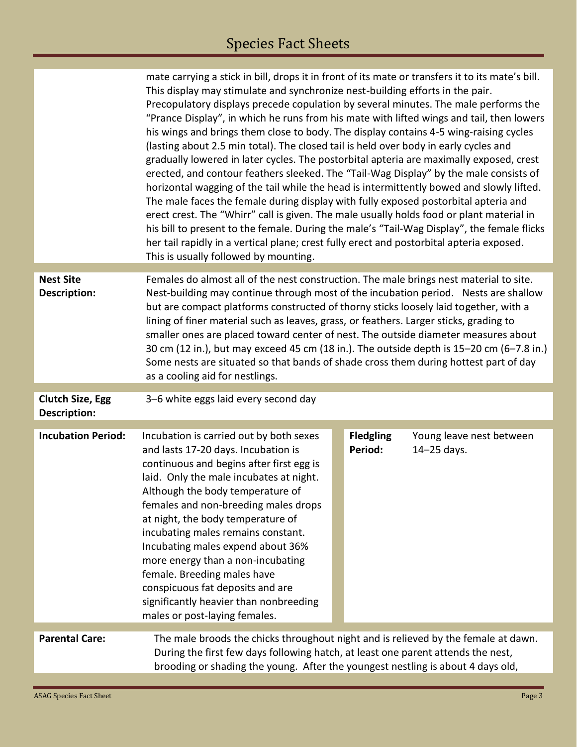| | |
|---|---|
| | mate carrying a stick in bill, drops it in front of its mate or transfers it to its mate's bill. This display may stimulate and synchronize nest-building efforts in the pair. Precopulatory displays precede copulation by several minutes. The male performs the "Prance Display", in which he runs from his mate with lifted wings and tail, then lowers his wings and brings them close to body. The display contains 4-5 wing-raising cycles (lasting about 2.5 min total). The closed tail is held over body in early cycles and gradually lowered in later cycles. The postorbital apteria are maximally exposed, crest erected, and contour feathers sleeked. The "Tail-Wag Display" by the male consists of horizontal wagging of the tail while the head is intermittently bowed and slowly lifted. The male faces the female during display with fully exposed postorbital apteria and erect crest. The "Whirr" call is given. The male usually holds food or plant material in his bill to present to the female. During the male's "Tail-Wag Display", the female flicks her tail rapidly in a vertical plane; crest fully erect and postorbital apteria exposed. This is usually followed by mounting. |
| **Nest Site Description:** | Females do almost all of the nest construction. The male brings nest material to site. Nest-building may continue through most of the incubation period. Nests are shallow but are compact platforms constructed of thorny sticks loosely laid together, with a lining of finer material such as leaves, grass, or feathers. Larger sticks, grading to smaller ones are placed toward center of nest. The outside diameter measures about 30 cm (12 in.), but may exceed 45 cm (18 in.). The outside depth is 15–20 cm (6–7.8 in.) Some nests are situated so that bands of shade cross them during hottest part of day as a cooling aid for nestlings. |
| **Clutch Size, Egg Description:** | 3–6 white eggs laid every second day |

| | | | |
|---|---|---|---|
| **Incubation Period:** | Incubation is carried out by both sexes and lasts 17-20 days. Incubation is continuous and begins after first egg is laid. Only the male incubates at night. Although the body temperature of females and non-breeding males drops at night, the body temperature of incubating males remains constant. Incubating males expend about 36% more energy than a non-incubating female. Breeding males have conspicuous fat deposits and are significantly heavier than nonbreeding males or post-laying females. | **Fledgling Period:** | Young leave nest between 14–25 days. |

| | |
|---|---|
| **Parental Care:** | The male broods the chicks throughout night and is relieved by the female at dawn. During the first few days following hatch, at least one parent attends the nest, brooding or shading the young. After the youngest nestling is about 4 days old, |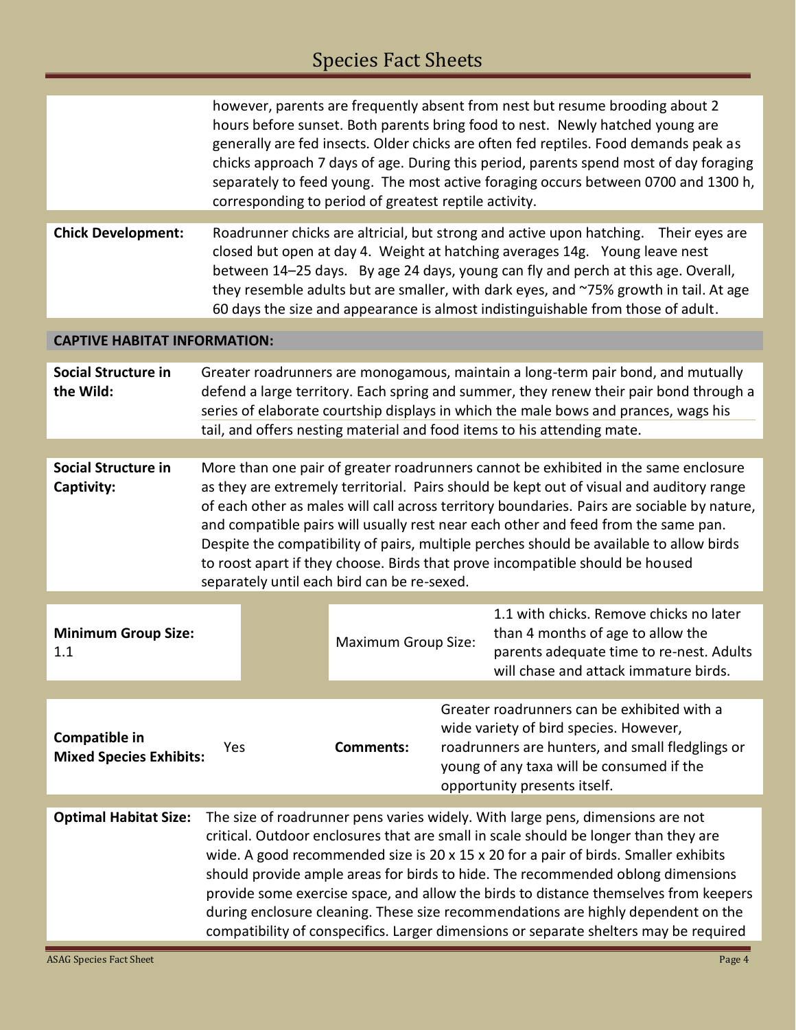however, parents are frequently absent from nest but resume brooding about 2 hours before sunset. Both parents bring food to nest. Newly hatched young are generally are fed insects. Older chicks are often fed reptiles. Food demands peak as chicks approach 7 days of age. During this period, parents spend most of day foraging separately to feed young. The most active foraging occurs between 0700 and 1300 h, corresponding to period of greatest reptile activity.

| | |
|---|---|
| **Chick Development:** | Roadrunner chicks are altricial, but strong and active upon hatching. Their eyes are closed but open at day 4. Weight at hatching averages 14g. Young leave nest between 14–25 days. By age 24 days, young can fly and perch at this age. Overall, they resemble adults but are smaller, with dark eyes, and ~75% growth in tail. At age 60 days the size and appearance is almost indistinguishable from those of adult. |

## CAPTIVE HABITAT INFORMATION:

| | |
|---|---|
| **Social Structure in the Wild:** | Greater roadrunners are monogamous, maintain a long-term pair bond, and mutually defend a large territory. Each spring and summer, they renew their pair bond through a series of elaborate courtship displays in which the male bows and prances, wags his tail, and offers nesting material and food items to his attending mate. |
| **Social Structure in Captivity:** | More than one pair of greater roadrunners cannot be exhibited in the same enclosure as they are extremely territorial. Pairs should be kept out of visual and auditory range of each other as males will call across territory boundaries. Pairs are sociable by nature, and compatible pairs will usually rest near each other and feed from the same pan. Despite the compatibility of pairs, multiple perches should be available to allow birds to roost apart if they choose. Birds that prove incompatible should be housed separately until each bird can be re-sexed. |

| **Minimum Group Size:** 1.1 | Maximum Group Size: | 1.1 with chicks. Remove chicks no later than 4 months of age to allow the parents adequate time to re-nest. Adults will chase and attack immature birds. |
|---|---|---|

| **Compatible in Mixed Species Exhibits:** | Yes | **Comments:** | Greater roadrunners can be exhibited with a wide variety of bird species. However, roadrunners are hunters, and small fledglings or young of any taxa will be consumed if the opportunity presents itself. |
|---|---|---|---|

| | |
|---|---|
| **Optimal Habitat Size:** | The size of roadrunner pens varies widely. With large pens, dimensions are not critical. Outdoor enclosures that are small in scale should be longer than they are wide. A good recommended size is 20 x 15 x 20 for a pair of birds. Smaller exhibits should provide ample areas for birds to hide. The recommended oblong dimensions provide some exercise space, and allow the birds to distance themselves from keepers during enclosure cleaning. These size recommendations are highly dependent on the compatibility of conspecifics. Larger dimensions or separate shelters may be required |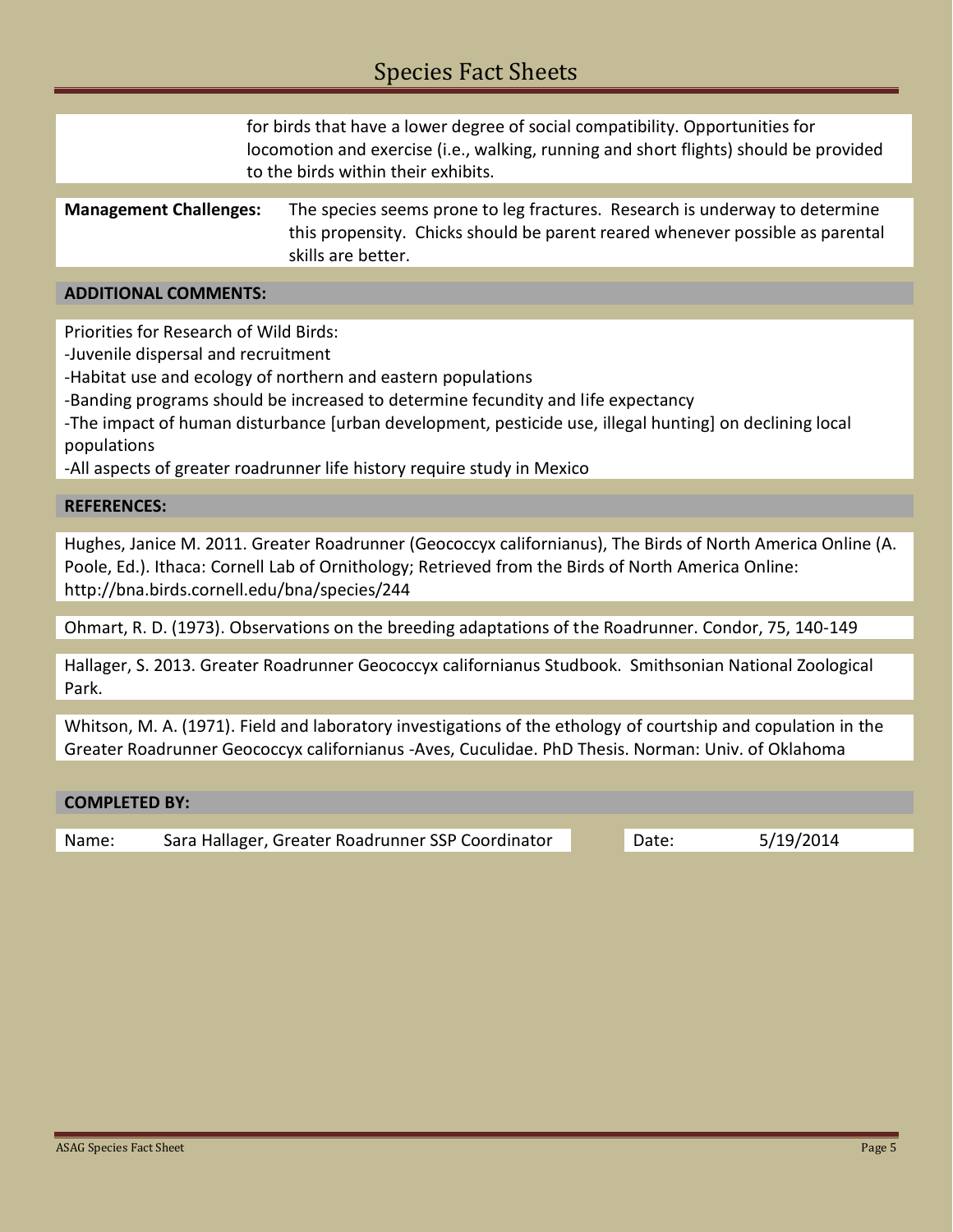for birds that have a lower degree of social compatibility. Opportunities for locomotion and exercise (i.e., walking, running and short flights) should be provided to the birds within their exhibits.

**Management Challenges:** The species seems prone to leg fractures. Research is underway to determine this propensity. Chicks should be parent reared whenever possible as parental skills are better.

## ADDITIONAL COMMENTS:

Priorities for Research of Wild Birds:

-Juvenile dispersal and recruitment

-Habitat use and ecology of northern and eastern populations

-Banding programs should be increased to determine fecundity and life expectancy

-The impact of human disturbance [urban development, pesticide use, illegal hunting] on declining local populations

-All aspects of greater roadrunner life history require study in Mexico

## REFERENCES:

Hughes, Janice M. 2011. Greater Roadrunner (Geococcyx californianus), The Birds of North America Online (A. Poole, Ed.). Ithaca: Cornell Lab of Ornithology; Retrieved from the Birds of North America Online: http://bna.birds.cornell.edu/bna/species/244

Ohmart, R. D. (1973). Observations on the breeding adaptations of the Roadrunner. Condor, 75, 140-149

Hallager, S. 2013. Greater Roadrunner Geococcyx californianus Studbook. Smithsonian National Zoological Park.

Whitson, M. A. (1971). Field and laboratory investigations of the ethology of courtship and copulation in the Greater Roadrunner Geococcyx californianus -Aves, Cuculidae. PhD Thesis. Norman: Univ. of Oklahoma

## COMPLETED BY:

Name: Sara Hallager, Greater Roadrunner SSP Coordinator

Date: 5/19/2014